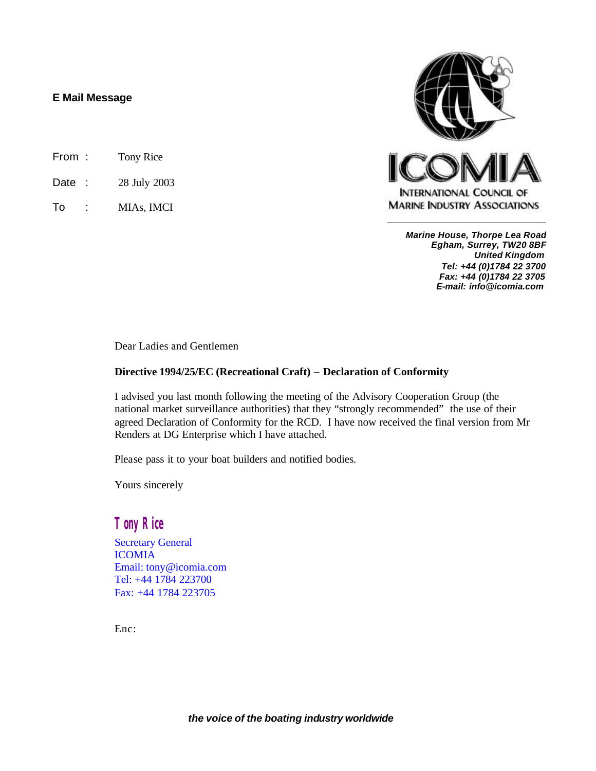**E Mail Message**

From : Tony Rice

Date : 28 July 2003

To : MIAs, IMCI

ICOMIA

INTERNATIONAL COUNCIL OF MARINE INDUSTRY ASSOCIATIONS

***Marine House, Thorpe Lea Road***
***Egham, Surrey, TW20 8BF***
***United Kingdom***
***Tel: +44 (0)1784 22 3700***
***Fax: +44 (0)1784 22 3705***
***E-mail: info@icomia.com***

Dear Ladies and Gentlemen

**Directive 1994/25/EC (Recreational Craft) – Declaration of Conformity**

I advised you last month following the meeting of the Advisory Cooperation Group (the national market surveillance authorities) that they "strongly recommended" the use of their agreed Declaration of Conformity for the RCD. I have now received the final version from Mr Renders at DG Enterprise which I have attached.

Please pass it to your boat builders and notified bodies.

Yours sincerely

Tony Rice

Secretary General
ICOMIA
Email: tony@icomia.com
Tel: +44 1784 223700
Fax: +44 1784 223705

Enc:

***the voice of the boating industry worldwide***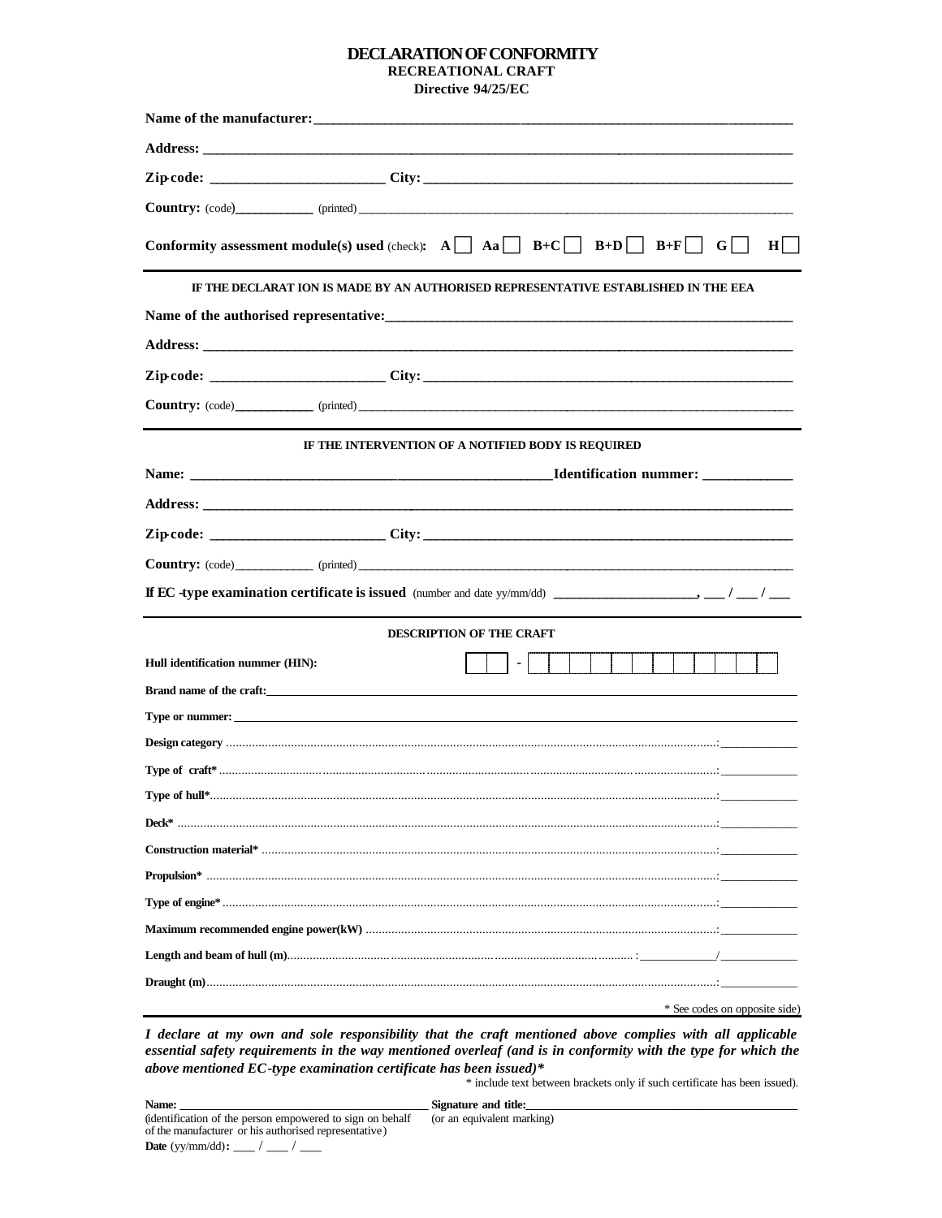# DECLARATION OF CONFORMITY

**RECREATIONAL CRAFT**

**Directive 94/25/EC**

**Name of the manufacturer:** ______________________________________________

**Address:** ______________________________________________

**Zip-code:** ______________________ **City:** ______________________________

**Country:** (code)__________ (printed) ______________________________

**Conformity assessment module(s) used** (check)**:** **A** ☐ **Aa** ☐ **B+C** ☐ **B+D** ☐ **B+F** ☐ **G** ☐ **H** ☐

---

**IF THE DECLARAT ION IS MADE BY AN AUTHORISED REPRESENTATIVE ESTABLISHED IN THE EEA**

**Name of the authorised representative:** ______________________________________________

**Address:** ______________________________________________

**Zip-code:** ______________________ **City:** ______________________________

**Country:** (code)__________ (printed) ______________________________

---

**IF THE INTERVENTION OF A NOTIFIED BODY IS REQUIRED**

**Name:** ______________________________ **Identification nummer:** __________

**Address:** ______________________________________________

**Zip-code:** ______________________ **City:** ______________________________

**Country:** (code)__________ (printed) ______________________________

**If EC -type examination certificate is issued** (number and date yy/mm/dd) __________________, ___ / ___ / ___

---

**DESCRIPTION OF THE CRAFT**

**Hull identification nummer (HIN):** ☐☐ - ☐☐☐☐☐☐☐☐☐☐☐☐

**Brand name of the craft:** ______________________________________________

**Type or nummer:** ______________________________________________

**Design category** ......................................................: __________

**Type of craft*** ......................................................: __________

**Type of hull*** ......................................................: __________

**Deck*** ......................................................: __________

**Construction material*** ......................................................: __________

**Propulsion*** ......................................................: __________

**Type of engine*** ......................................................: __________

**Maximum recommended engine power(kW)** ......................................................: __________

**Length and beam of hull (m)** ......................................................: __________/__________

**Draught (m)** ......................................................: __________

\* See codes on opposite side)

---

***I declare at my own and sole responsibility that the craft mentioned above complies with all applicable essential safety requirements in the way mentioned overleaf (and is in conformity with the type for which the above mentioned EC-type examination certificate has been issued)****

\* include text between brackets only if such certificate has been issued).

**Name:** ______________________________ **Signature and title:** ______________________________

(identification of the person empowered to sign on behalf of the manufacturer or his authorised representative) (or an equivalent marking)

**Date** (yy/mm/dd)**:** ___ / ___ / ___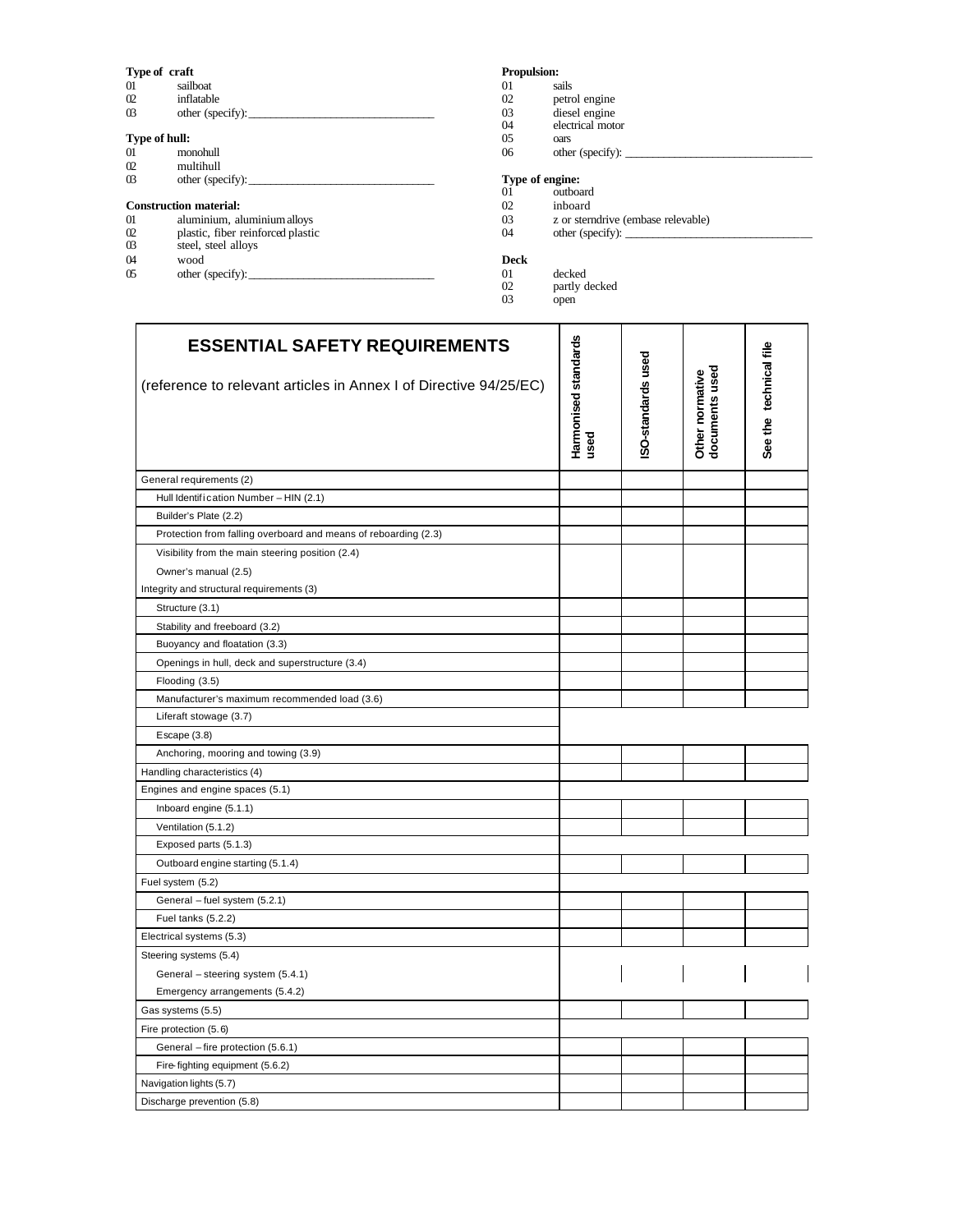**Type of craft**

01 sailboat
02 inflatable
03 other (specify): ______________________________

**Type of hull:**

01 monohull
02 multihull
03 other (specify): ______________________________

**Construction material:**

01 aluminium, aluminium alloys
02 plastic, fiber reinforced plastic
03 steel, steel alloys
04 wood
05 other (specify): ______________________________

**Propulsion:**

01 sails
02 petrol engine
03 diesel engine
04 electrical motor
05 oars
06 other (specify): ______________________________

**Type of engine:**

01 outboard
02 inboard
03 z or sterndrive (embase relevable)
04 other (specify): ______________________________

**Deck**

01 decked
02 partly decked
03 open

| **ESSENTIAL SAFETY REQUIREMENTS** (reference to relevant articles in Annex I of Directive 94/25/EC) | **Harmonised standards used** | **ISO-standards used** | **Other normative documents used** | **See the technical file** |
|---|---|---|---|---|
| General requirements (2) | | | | |
| Hull Identification Number – HIN (2.1) | | | | |
| Builder's Plate (2.2) | | | | |
| Protection from falling overboard and means of reboarding (2.3) | | | | |
| Visibility from the main steering position (2.4) | | | | |
| Owner's manual (2.5) | | | | |
| Integrity and structural requirements (3) | | | | |
| Structure (3.1) | | | | |
| Stability and freeboard (3.2) | | | | |
| Buoyancy and floatation (3.3) | | | | |
| Openings in hull, deck and superstructure (3.4) | | | | |
| Flooding (3.5) | | | | |
| Manufacturer's maximum recommended load (3.6) | | | | |
| Liferaft stowage (3.7) | | | | |
| Escape (3.8) | | | | |
| Anchoring, mooring and towing (3.9) | | | | |
| Handling characteristics (4) | | | | |
| Engines and engine spaces (5.1) | | | | |
| Inboard engine (5.1.1) | | | | |
| Ventilation (5.1.2) | | | | |
| Exposed parts (5.1.3) | | | | |
| Outboard engine starting (5.1.4) | | | | |
| Fuel system (5.2) | | | | |
| General – fuel system (5.2.1) | | | | |
| Fuel tanks (5.2.2) | | | | |
| Electrical systems (5.3) | | | | |
| Steering systems (5.4) | | | | |
| General – steering system (5.4.1) | | | | |
| Emergency arrangements (5.4.2) | | | | |
| Gas systems (5.5) | | | | |
| Fire protection (5.6) | | | | |
| General – fire protection (5.6.1) | | | | |
| Fire-fighting equipment (5.6.2) | | | | |
| Navigation lights (5.7) | | | | |
| Discharge prevention (5.8) | | | | |